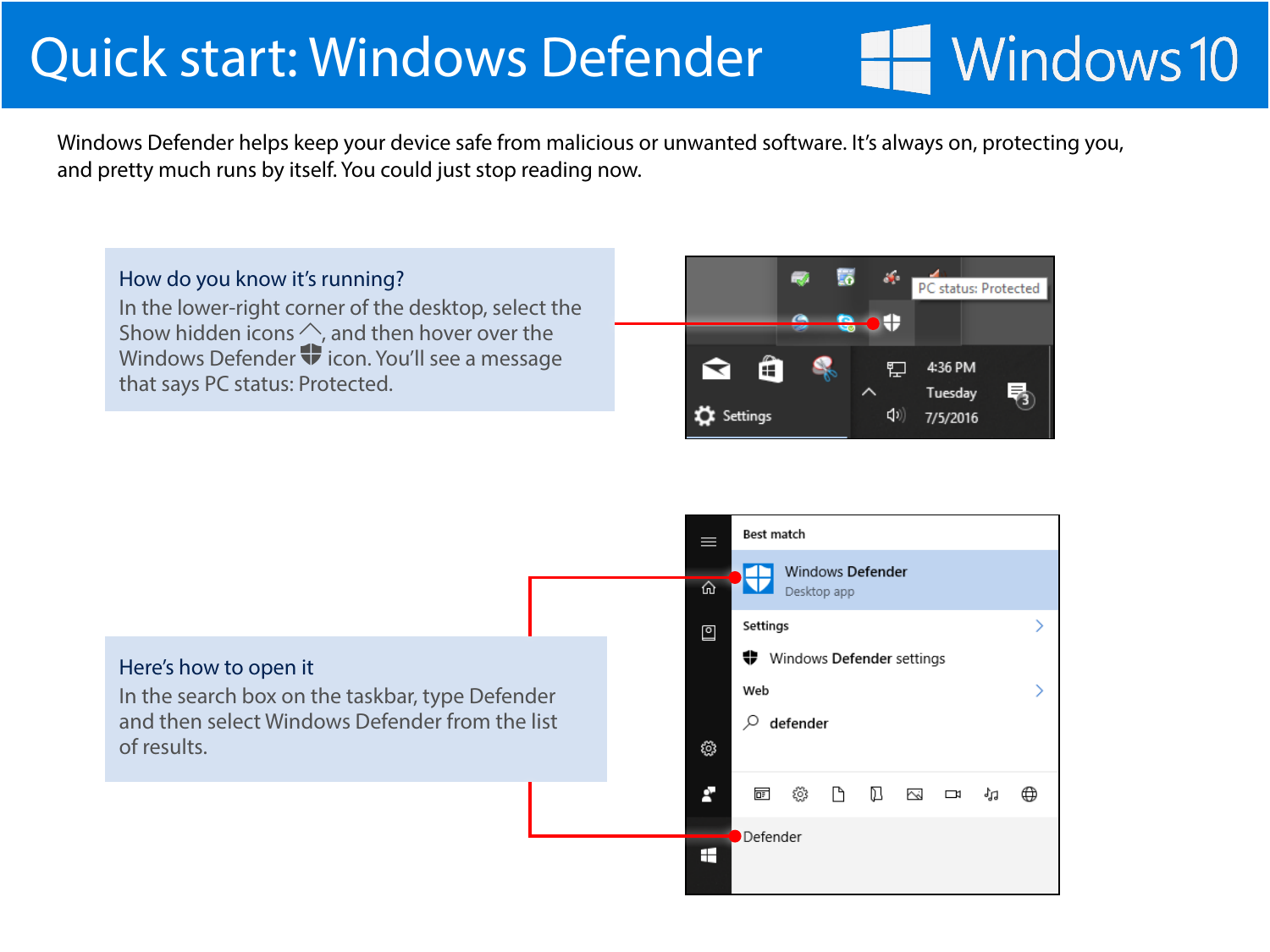# Quick start: Windows Defender

Windows 10

Windows Defender helps keep your device safe from malicious or unwanted software. It's always on, protecting you, and pretty much runs by itself. You could just stop reading now.

### How do you know it's running?

In the lower-right corner of the desktop, select the Show hidden icons, and then hover over the Windows Defender icon. You'll see a message that says PC status: Protected.

### Here's how to open it

In the search box on the taskbar, type Defender and then select Windows Defender from the list of results.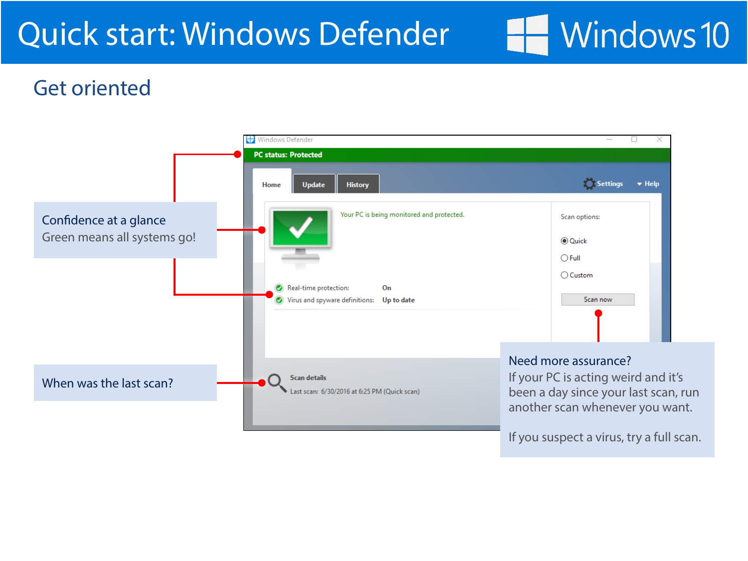# Quick start: Windows Defender

Windows 10

## Get oriented

Windows Defender

PC status: Protected

Home | Update | History | Settings | Help

Your PC is being monitored and protected.

Real-time protection: On

Virus and spyware definitions: Up to date

Scan options:

- Quick
- Full
- Custom

Scan now

Scan details

Last scan: 6/30/2016 at 6:25 PM (Quick scan)

**Confidence at a glance**
Green means all systems go!

**When was the last scan?**

**Need more assurance?**
If your PC is acting weird and it's been a day since your last scan, run another scan whenever you want.

If you suspect a virus, try a full scan.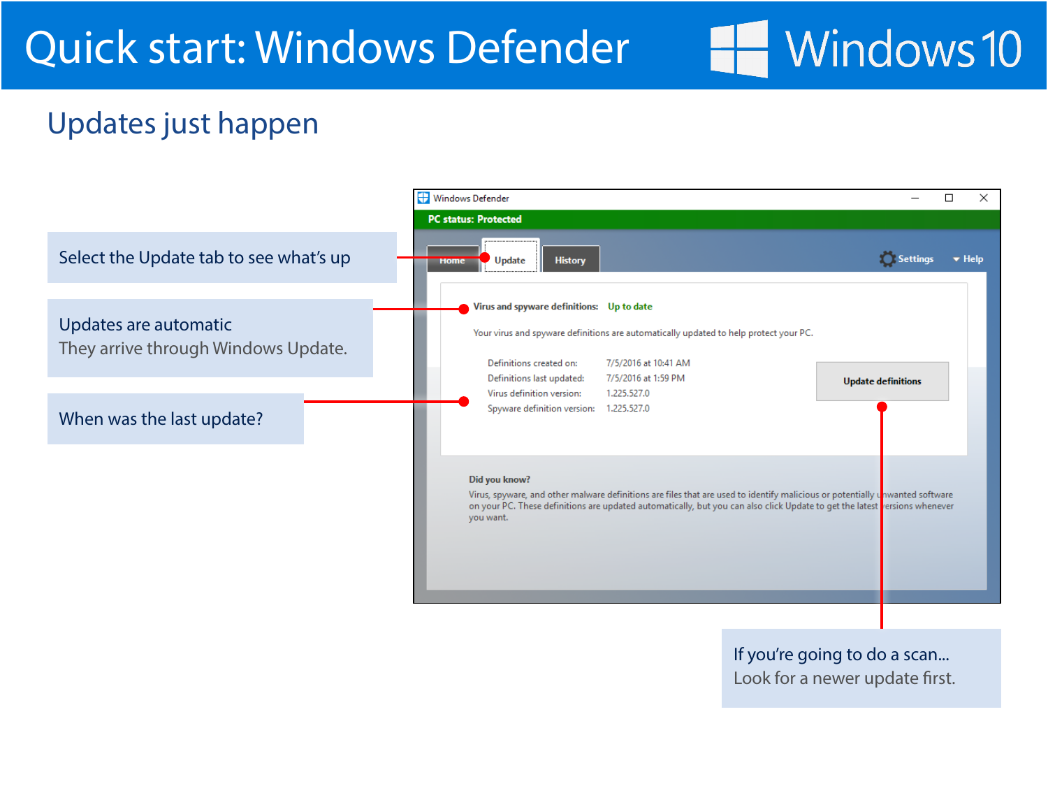# Quick start: Windows Defender

Windows 10

## Updates just happen

Select the Update tab to see what's up

Updates are automatic
They arrive through Windows Update.

When was the last update?

Windows Defender

**PC status: Protected**

Home | Update | History | Settings | Help

**Virus and spyware definitions:** Up to date

Your virus and spyware definitions are automatically updated to help protect your PC.

| | |
|---|---|
| Definitions created on: | 7/5/2016 at 10:41 AM |
| Definitions last updated: | 7/5/2016 at 1:59 PM |
| Virus definition version: | 1.225.527.0 |
| Spyware definition version: | 1.225.527.0 |

**Update definitions**

**Did you know?**

Virus, spyware, and other malware definitions are files that are used to identify malicious or potentially unwanted software on your PC. These definitions are updated automatically, but you can also click Update to get the latest versions whenever you want.

If you're going to do a scan...
Look for a newer update first.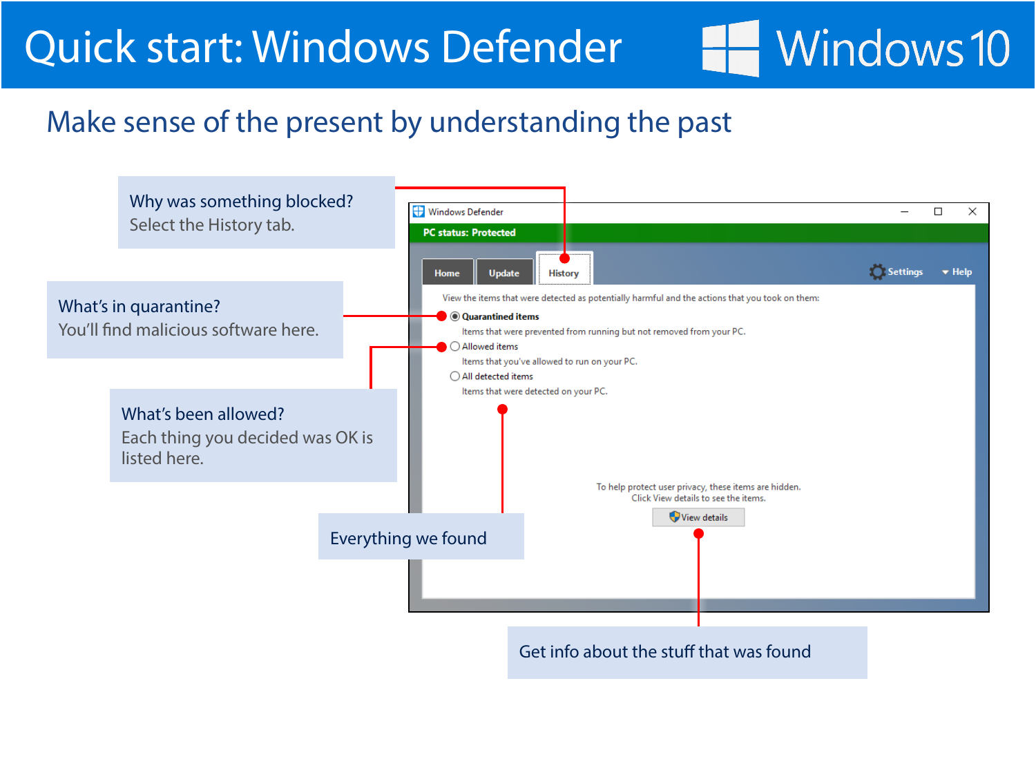# Quick start: Windows Defender

Windows 10

## Make sense of the present by understanding the past

**Why was something blocked?**
Select the History tab.

**What's in quarantine?**
You'll find malicious software here.

**What's been allowed?**
Each thing you decided was OK is listed here.

**Everything we found**

**Get info about the stuff that was found**

Windows Defender

PC status: Protected

Home | Update | History

Settings | Help

View the items that were detected as potentially harmful and the actions that you took on them:

- Quarantined items
  Items that were prevented from running but not removed from your PC.
- Allowed items
  Items that you've allowed to run on your PC.
- All detected items
  Items that were detected on your PC.

To help protect user privacy, these items are hidden.
Click View details to see the items.

View details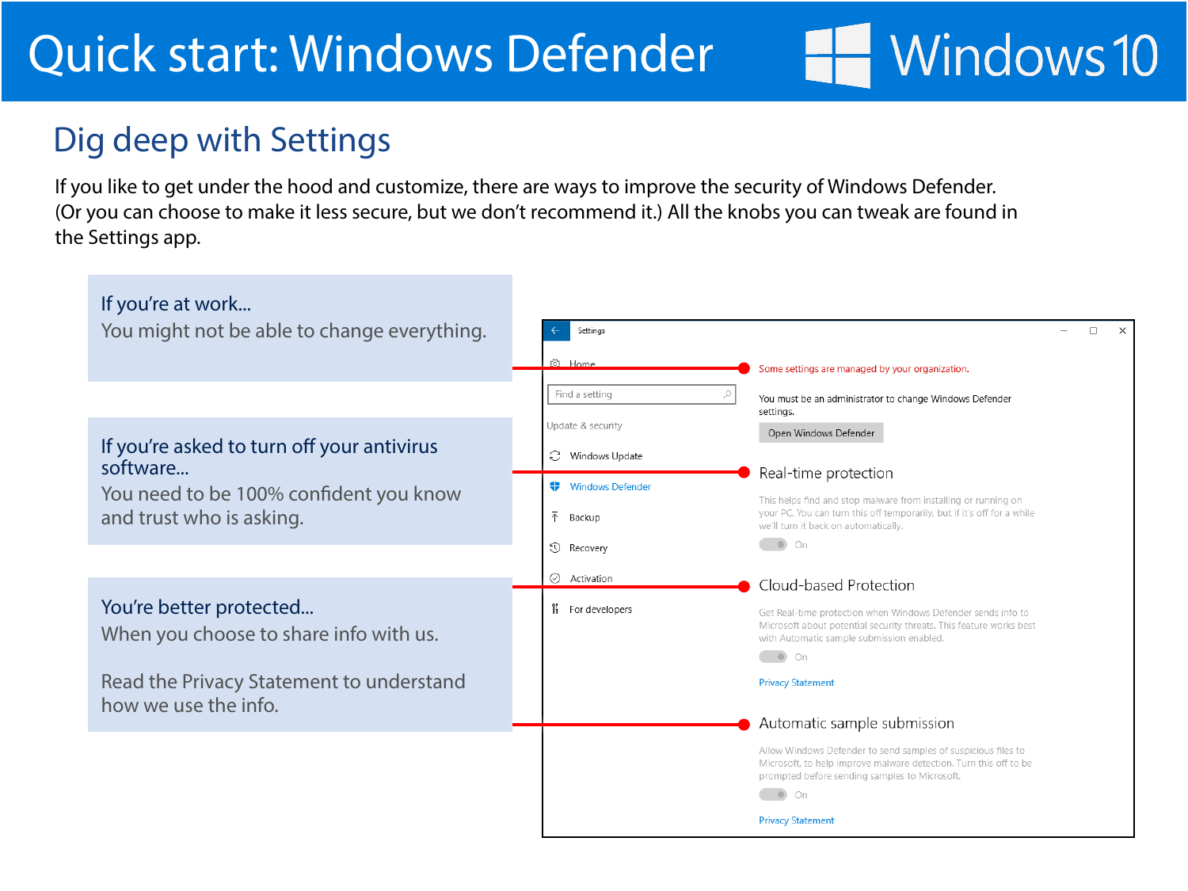# Quick start: Windows Defender

Windows 10

## Dig deep with Settings

If you like to get under the hood and customize, there are ways to improve the security of Windows Defender. (Or you can choose to make it less secure, but we don't recommend it.) All the knobs you can tweak are found in the Settings app.

**If you're at work...**
You might not be able to change everything.

**If you're asked to turn off your antivirus software...**
You need to be 100% confident you know and trust who is asking.

**You're better protected...**
When you choose to share info with us.

Read the Privacy Statement to understand how we use the info.

Settings

Home

Find a setting

Update & security

- Windows Update
- Windows Defender
- Backup
- Recovery
- Activation
- For developers

Some settings are managed by your organization.

You must be an administrator to change Windows Defender settings.

Open Windows Defender

### Real-time protection

This helps find and stop malware from installing or running on your PC. You can turn this off temporarily, but if it's off for a while we'll turn it back on automatically.

On

### Cloud-based Protection

Get Real-time protection when Windows Defender sends info to Microsoft about potential security threats. This feature works best with Automatic sample submission enabled.

On

Privacy Statement

### Automatic sample submission

Allow Windows Defender to send samples of suspicious files to Microsoft, to help improve malware detection. Turn this off to be prompted before sending samples to Microsoft.

On

Privacy Statement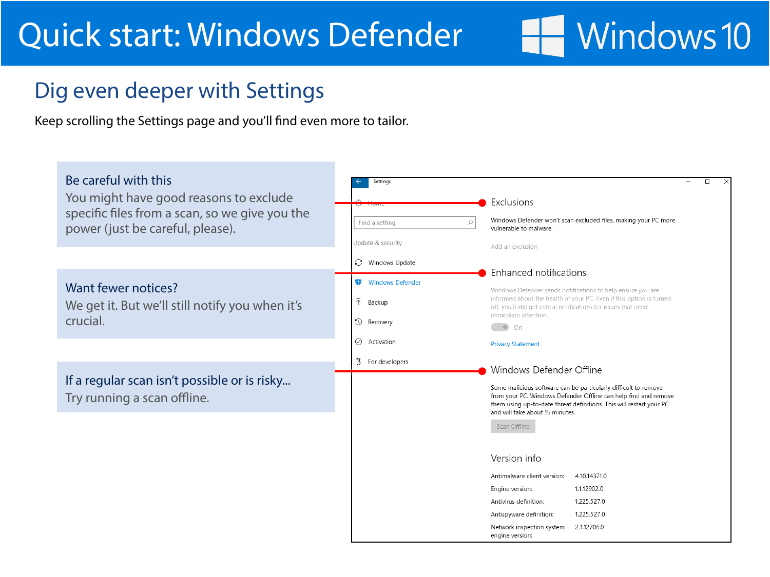# Quick start: Windows Defender

Windows 10

## Dig even deeper with Settings

Keep scrolling the Settings page and you'll find even more to tailor.

**Be careful with this**
You might have good reasons to exclude specific files from a scan, so we give you the power (just be careful, please).

**Want fewer notices?**
We get it. But we'll still notify you when it's crucial.

**If a regular scan isn't possible or is risky...**
Try running a scan offline.

Settings

Home

Find a setting

Update & security

- Windows Update
- Windows Defender
- Backup
- Recovery
- Activation
- For developers

### Exclusions

Windows Defender won't scan excluded files, making your PC more vulnerable to malware.

Add an exclusion

### Enhanced notifications

Windows Defender sends notifications to help ensure you are informed about the health of your PC. Even if this option is turned off, you'll still get critical notifications for issues that need immediate attention.

On

Privacy Statement

### Windows Defender Offline

Some malicious software can be particularly difficult to remove from your PC. Windows Defender Offline can help find and remove them using up-to-date threat definitions. This will restart your PC and will take about 15 minutes.

Scan Offline

### Version info

| | |
|---|---|
| Antimalware client version: | 4.10.14371.0 |
| Engine version: | 1.1.12902.0 |
| Antivirus definition: | 1.225.527.0 |
| Antispyware definition: | 1.225.527.0 |
| Network inspection system engine version: | 2.1.12706.0 |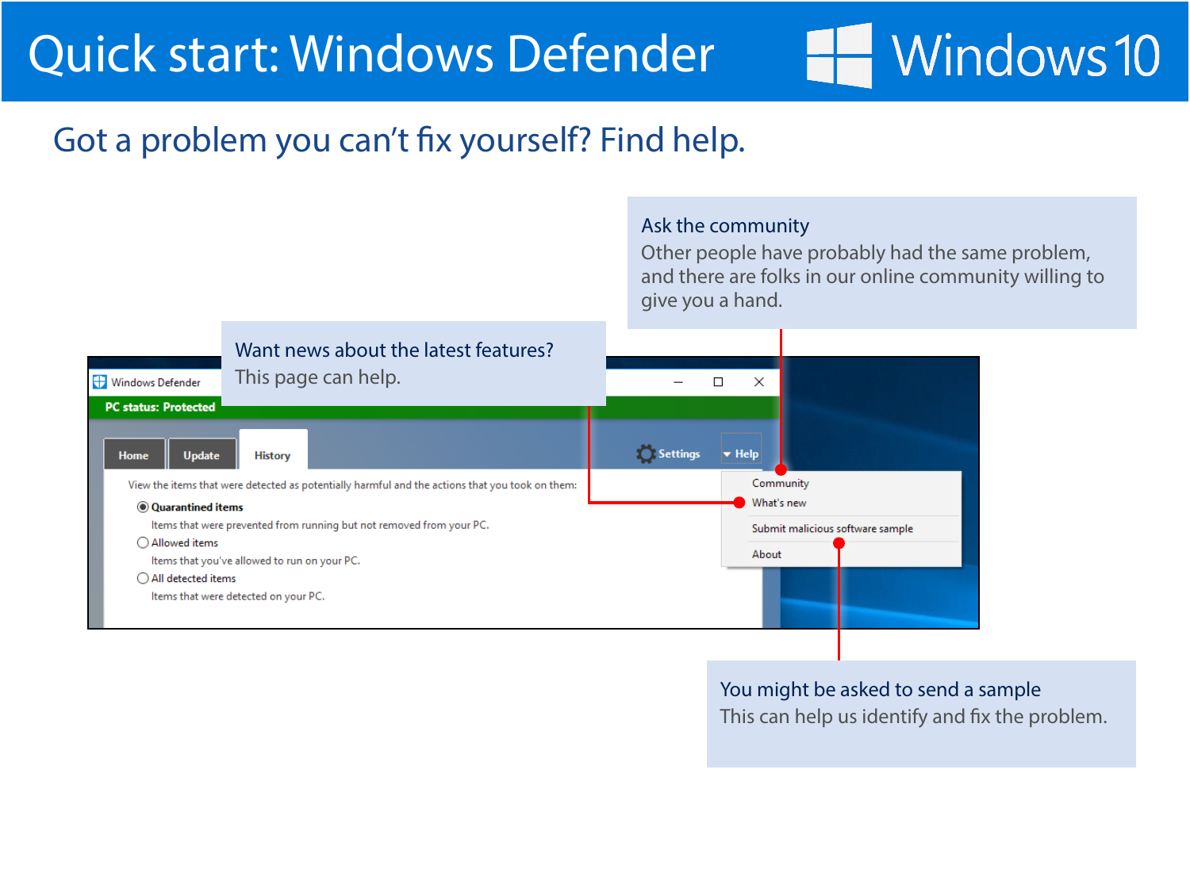# Quick start: Windows Defender

Windows 10

## Got a problem you can't fix yourself? Find help.

**Ask the community**
Other people have probably had the same problem, and there are folks in our online community willing to give you a hand.

**Want news about the latest features?**
This page can help.

Windows Defender

PC status: Protected

Home | Update | History | Settings | Help

View the items that were detected as potentially harmful and the actions that you took on them:

- Quarantined items
  Items that were prevented from running but not removed from your PC.
- Allowed items
  Items that you've allowed to run on your PC.
- All detected items
  Items that were detected on your PC.

Community
What's new
Submit malicious software sample
About

**You might be asked to send a sample**
This can help us identify and fix the problem.